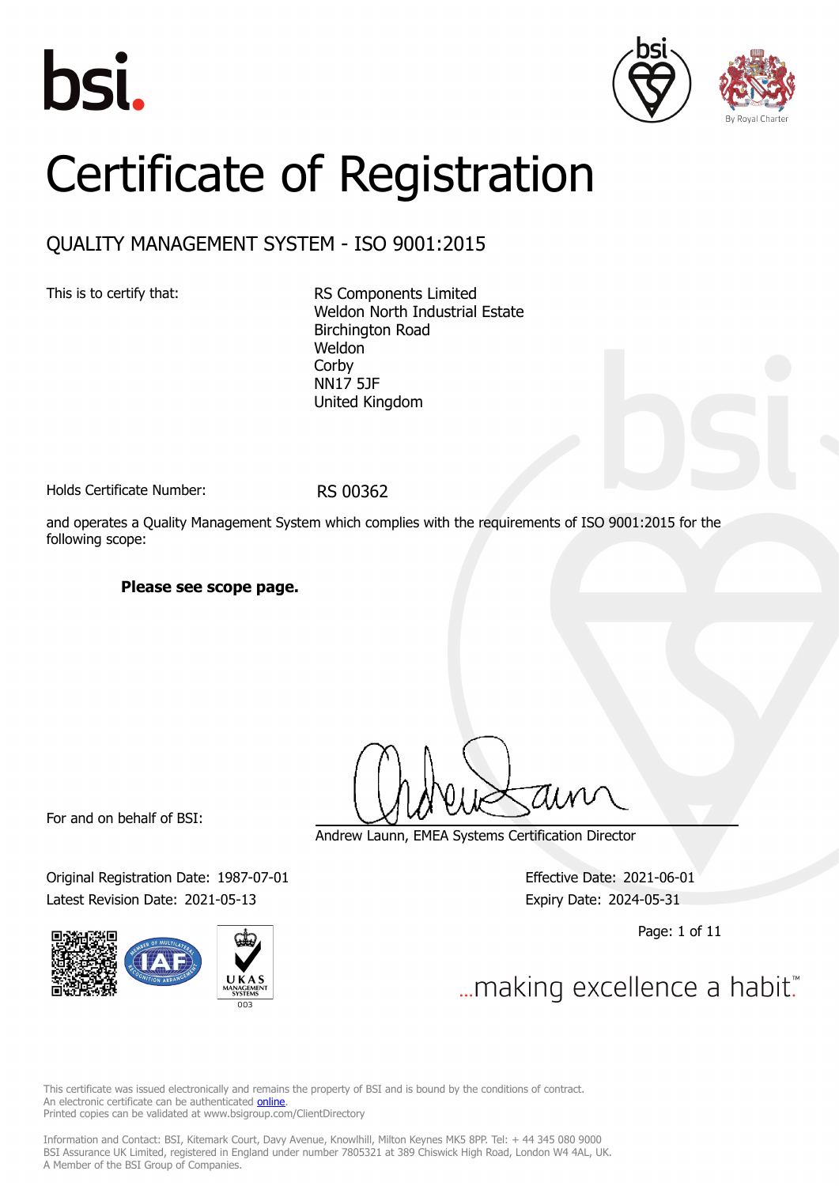# Certificate of Registration

## QUALITY MANAGEMENT SYSTEM - ISO 9001:2015

This is to certify that:

RS Components Limited
Weldon North Industrial Estate
Birchington Road
Weldon
Corby
NN17 5JF
United Kingdom

Holds Certificate Number: RS 00362

and operates a Quality Management System which complies with the requirements of ISO 9001:2015 for the following scope:

**Please see scope page.**

For and on behalf of BSI:

Andrew Launn, EMEA Systems Certification Director

Original Registration Date: 1987-07-01

Latest Revision Date: 2021-05-13

Effective Date: 2021-06-01

Expiry Date: 2024-05-31

...making excellence a habit.™

This certificate was issued electronically and remains the property of BSI and is bound by the conditions of contract.
An electronic certificate can be authenticated online.
Printed copies can be validated at www.bsigroup.com/ClientDirectory

Information and Contact: BSI, Kitemark Court, Davy Avenue, Knowlhill, Milton Keynes MK5 8PP. Tel: + 44 345 080 9000
BSI Assurance UK Limited, registered in England under number 7805321 at 389 Chiswick High Road, London W4 4AL, UK.
A Member of the BSI Group of Companies.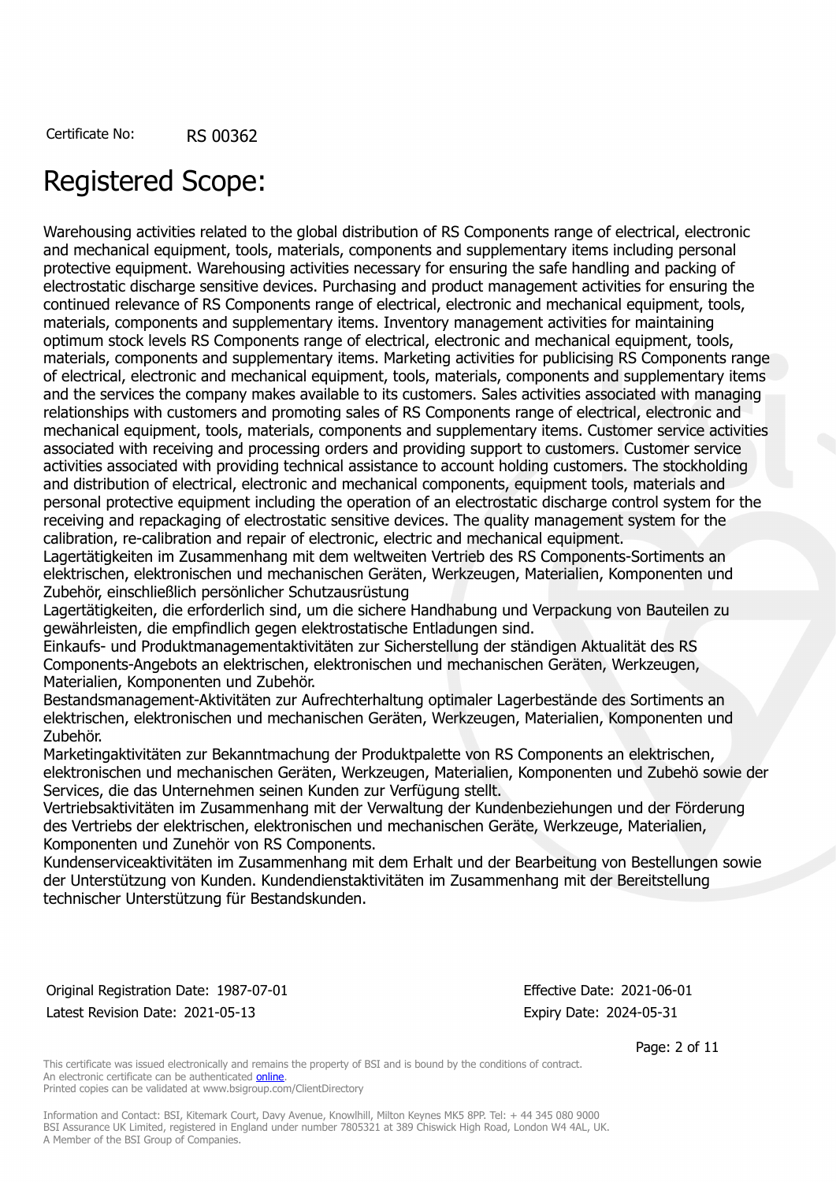Certificate No: RS 00362

# Registered Scope:

Warehousing activities related to the global distribution of RS Components range of electrical, electronic and mechanical equipment, tools, materials, components and supplementary items including personal protective equipment. Warehousing activities necessary for ensuring the safe handling and packing of electrostatic discharge sensitive devices. Purchasing and product management activities for ensuring the continued relevance of RS Components range of electrical, electronic and mechanical equipment, tools, materials, components and supplementary items. Inventory management activities for maintaining optimum stock levels RS Components range of electrical, electronic and mechanical equipment, tools, materials, components and supplementary items. Marketing activities for publicising RS Components range of electrical, electronic and mechanical equipment, tools, materials, components and supplementary items and the services the company makes available to its customers. Sales activities associated with managing relationships with customers and promoting sales of RS Components range of electrical, electronic and mechanical equipment, tools, materials, components and supplementary items. Customer service activities associated with receiving and processing orders and providing support to customers. Customer service activities associated with providing technical assistance to account holding customers. The stockholding and distribution of electrical, electronic and mechanical components, equipment tools, materials and personal protective equipment including the operation of an electrostatic discharge control system for the receiving and repackaging of electrostatic sensitive devices. The quality management system for the calibration, re-calibration and repair of electronic, electric and mechanical equipment.
Lagertätigkeiten im Zusammenhang mit dem weltweiten Vertrieb des RS Components-Sortiments an elektrischen, elektronischen und mechanischen Geräten, Werkzeugen, Materialien, Komponenten und Zubehör, einschließlich persönlicher Schutzausrüstung
Lagertätigkeiten, die erforderlich sind, um die sichere Handhabung und Verpackung von Bauteilen zu gewährleisten, die empfindlich gegen elektrostatische Entladungen sind.
Einkaufs- und Produktmanagementaktivitäten zur Sicherstellung der ständigen Aktualität des RS Components-Angebots an elektrischen, elektronischen und mechanischen Geräten, Werkzeugen, Materialien, Komponenten und Zubehör.
Bestandsmanagement-Aktivitäten zur Aufrechterhaltung optimaler Lagerbestände des Sortiments an elektrischen, elektronischen und mechanischen Geräten, Werkzeugen, Materialien, Komponenten und Zubehör.
Marketingaktivitäten zur Bekanntmachung der Produktpalette von RS Components an elektrischen, elektronischen und mechanischen Geräten, Werkzeugen, Materialien, Komponenten und Zubehö sowie der Services, die das Unternehmen seinen Kunden zur Verfügung stellt.
Vertriebsaktivitäten im Zusammenhang mit der Verwaltung der Kundenbeziehungen und der Förderung des Vertriebs der elektrischen, elektronischen und mechanischen Geräte, Werkzeuge, Materialien, Komponenten und Zunehör von RS Components.
Kundenserviceaktivitäten im Zusammenhang mit dem Erhalt und der Bearbeitung von Bestellungen sowie der Unterstützung von Kunden. Kundendienstaktivitäten im Zusammenhang mit der Bereitstellung technischer Unterstützung für Bestandskunden.

Original Registration Date: 1987-07-01
Latest Revision Date: 2021-05-13

Effective Date: 2021-06-01
Expiry Date: 2024-05-31

This certificate was issued electronically and remains the property of BSI and is bound by the conditions of contract.
An electronic certificate can be authenticated online.
Printed copies can be validated at www.bsigroup.com/ClientDirectory

Information and Contact: BSI, Kitemark Court, Davy Avenue, Knowlhill, Milton Keynes MK5 8PP. Tel: + 44 345 080 9000
BSI Assurance UK Limited, registered in England under number 7805321 at 389 Chiswick High Road, London W4 4AL, UK.
A Member of the BSI Group of Companies.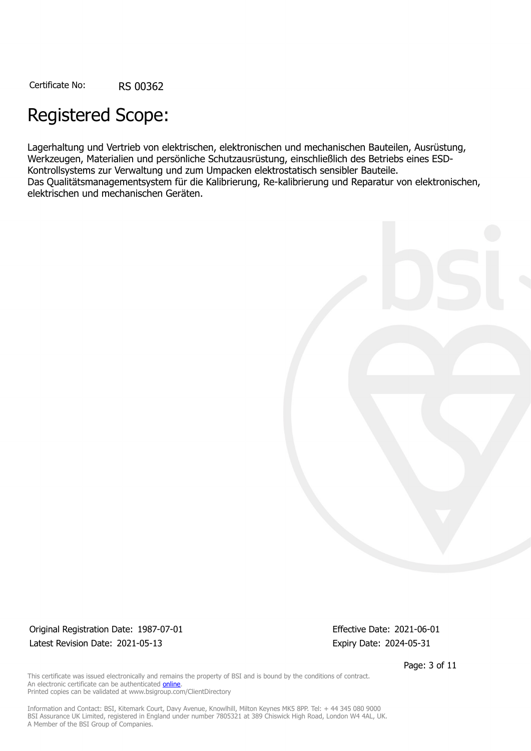Certificate No: RS 00362

# Registered Scope:

Lagerhaltung und Vertrieb von elektrischen, elektronischen und mechanischen Bauteilen, Ausrüstung, Werkzeugen, Materialien und persönliche Schutzausrüstung, einschließlich des Betriebs eines ESD-Kontrollsystems zur Verwaltung und zum Umpacken elektrostatisch sensibler Bauteile.
Das Qualitätsmanagementsystem für die Kalibrierung, Re-kalibrierung und Reparatur von elektronischen, elektrischen und mechanischen Geräten.

Original Registration Date: 1987-07-01
Latest Revision Date: 2021-05-13

Effective Date: 2021-06-01
Expiry Date: 2024-05-31

This certificate was issued electronically and remains the property of BSI and is bound by the conditions of contract.
An electronic certificate can be authenticated online.
Printed copies can be validated at www.bsigroup.com/ClientDirectory

Information and Contact: BSI, Kitemark Court, Davy Avenue, Knowlhill, Milton Keynes MK5 8PP. Tel: + 44 345 080 9000
BSI Assurance UK Limited, registered in England under number 7805321 at 389 Chiswick High Road, London W4 4AL, UK.
A Member of the BSI Group of Companies.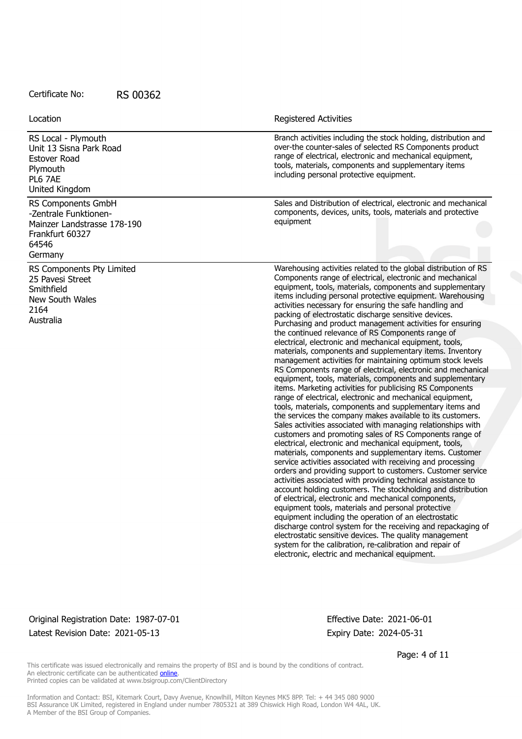Certificate No: RS 00362

| Location | Registered Activities |
| --- | --- |
| RS Local - Plymouth<br>Unit 13 Sisna Park Road<br>Estover Road<br>Plymouth<br>PL6 7AE<br>United Kingdom | Branch activities including the stock holding, distribution and over-the counter-sales of selected RS Components product range of electrical, electronic and mechanical equipment, tools, materials, components and supplementary items including personal protective equipment. |
| RS Components GmbH<br>-Zentrale Funktionen-<br>Mainzer Landstrasse 178-190<br>Frankfurt 60327<br>64546<br>Germany | Sales and Distribution of electrical, electronic and mechanical components, devices, units, tools, materials and protective equipment |
| RS Components Pty Limited<br>25 Pavesi Street<br>Smithfield<br>New South Wales<br>2164<br>Australia | Warehousing activities related to the global distribution of RS Components range of electrical, electronic and mechanical equipment, tools, materials, components and supplementary items including personal protective equipment. Warehousing activities necessary for ensuring the safe handling and packing of electrostatic discharge sensitive devices. Purchasing and product management activities for ensuring the continued relevance of RS Components range of electrical, electronic and mechanical equipment, tools, materials, components and supplementary items. Inventory management activities for maintaining optimum stock levels RS Components range of electrical, electronic and mechanical equipment, tools, materials, components and supplementary items. Marketing activities for publicising RS Components range of electrical, electronic and mechanical equipment, tools, materials, components and supplementary items and the services the company makes available to its customers. Sales activities associated with managing relationships with customers and promoting sales of RS Components range of electrical, electronic and mechanical equipment, tools, materials, components and supplementary items. Customer service activities associated with receiving and processing orders and providing support to customers. Customer service activities associated with providing technical assistance to account holding customers. The stockholding and distribution of electrical, electronic and mechanical components, equipment tools, materials and personal protective equipment including the operation of an electrostatic discharge control system for the receiving and repackaging of electrostatic sensitive devices. The quality management system for the calibration, re-calibration and repair of electronic, electric and mechanical equipment. |

Original Registration Date: 1987-07-01
Latest Revision Date: 2021-05-13

Effective Date: 2021-06-01
Expiry Date: 2024-05-31

This certificate was issued electronically and remains the property of BSI and is bound by the conditions of contract.
An electronic certificate can be authenticated online.
Printed copies can be validated at www.bsigroup.com/ClientDirectory

Information and Contact: BSI, Kitemark Court, Davy Avenue, Knowlhill, Milton Keynes MK5 8PP. Tel: + 44 345 080 9000
BSI Assurance UK Limited, registered in England under number 7805321 at 389 Chiswick High Road, London W4 4AL, UK.
A Member of the BSI Group of Companies.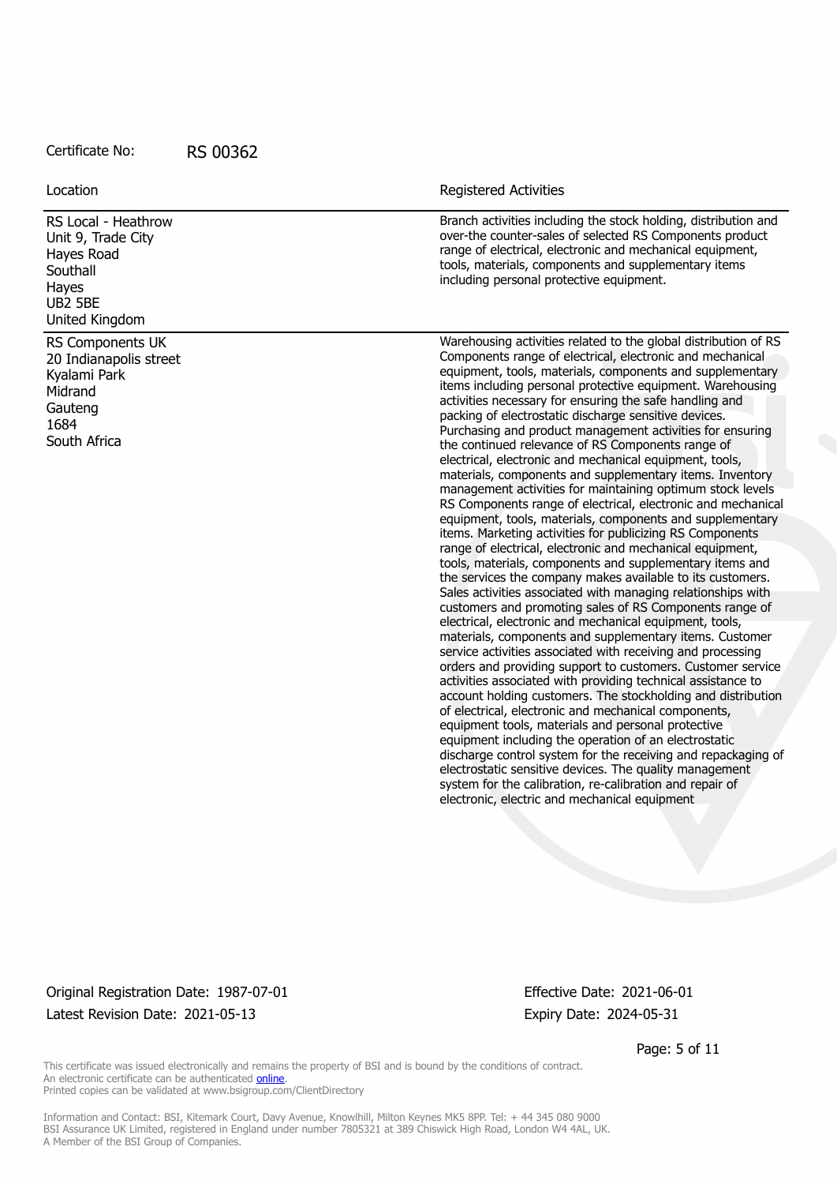Certificate No: RS 00362

| Location | Registered Activities |
| --- | --- |
| RS Local - Heathrow<br>Unit 9, Trade City<br>Hayes Road<br>Southall<br>Hayes<br>UB2 5BE<br>United Kingdom | Branch activities including the stock holding, distribution and over-the counter-sales of selected RS Components product range of electrical, electronic and mechanical equipment, tools, materials, components and supplementary items including personal protective equipment. |
| RS Components UK<br>20 Indianapolis street<br>Kyalami Park<br>Midrand<br>Gauteng<br>1684<br>South Africa | Warehousing activities related to the global distribution of RS Components range of electrical, electronic and mechanical equipment, tools, materials, components and supplementary items including personal protective equipment. Warehousing activities necessary for ensuring the safe handling and packing of electrostatic discharge sensitive devices. Purchasing and product management activities for ensuring the continued relevance of RS Components range of electrical, electronic and mechanical equipment, tools, materials, components and supplementary items. Inventory management activities for maintaining optimum stock levels RS Components range of electrical, electronic and mechanical equipment, tools, materials, components and supplementary items. Marketing activities for publicizing RS Components range of electrical, electronic and mechanical equipment, tools, materials, components and supplementary items and the services the company makes available to its customers. Sales activities associated with managing relationships with customers and promoting sales of RS Components range of electrical, electronic and mechanical equipment, tools, materials, components and supplementary items. Customer service activities associated with receiving and processing orders and providing support to customers. Customer service activities associated with providing technical assistance to account holding customers. The stockholding and distribution of electrical, electronic and mechanical components, equipment tools, materials and personal protective equipment including the operation of an electrostatic discharge control system for the receiving and repackaging of electrostatic sensitive devices. The quality management system for the calibration, re-calibration and repair of electronic, electric and mechanical equipment |

Original Registration Date: 1987-07-01
Latest Revision Date: 2021-05-13

Effective Date: 2021-06-01
Expiry Date: 2024-05-31

This certificate was issued electronically and remains the property of BSI and is bound by the conditions of contract.
An electronic certificate can be authenticated online.
Printed copies can be validated at www.bsigroup.com/ClientDirectory

Information and Contact: BSI, Kitemark Court, Davy Avenue, Knowlhill, Milton Keynes MK5 8PP. Tel: + 44 345 080 9000
BSI Assurance UK Limited, registered in England under number 7805321 at 389 Chiswick High Road, London W4 4AL, UK.
A Member of the BSI Group of Companies.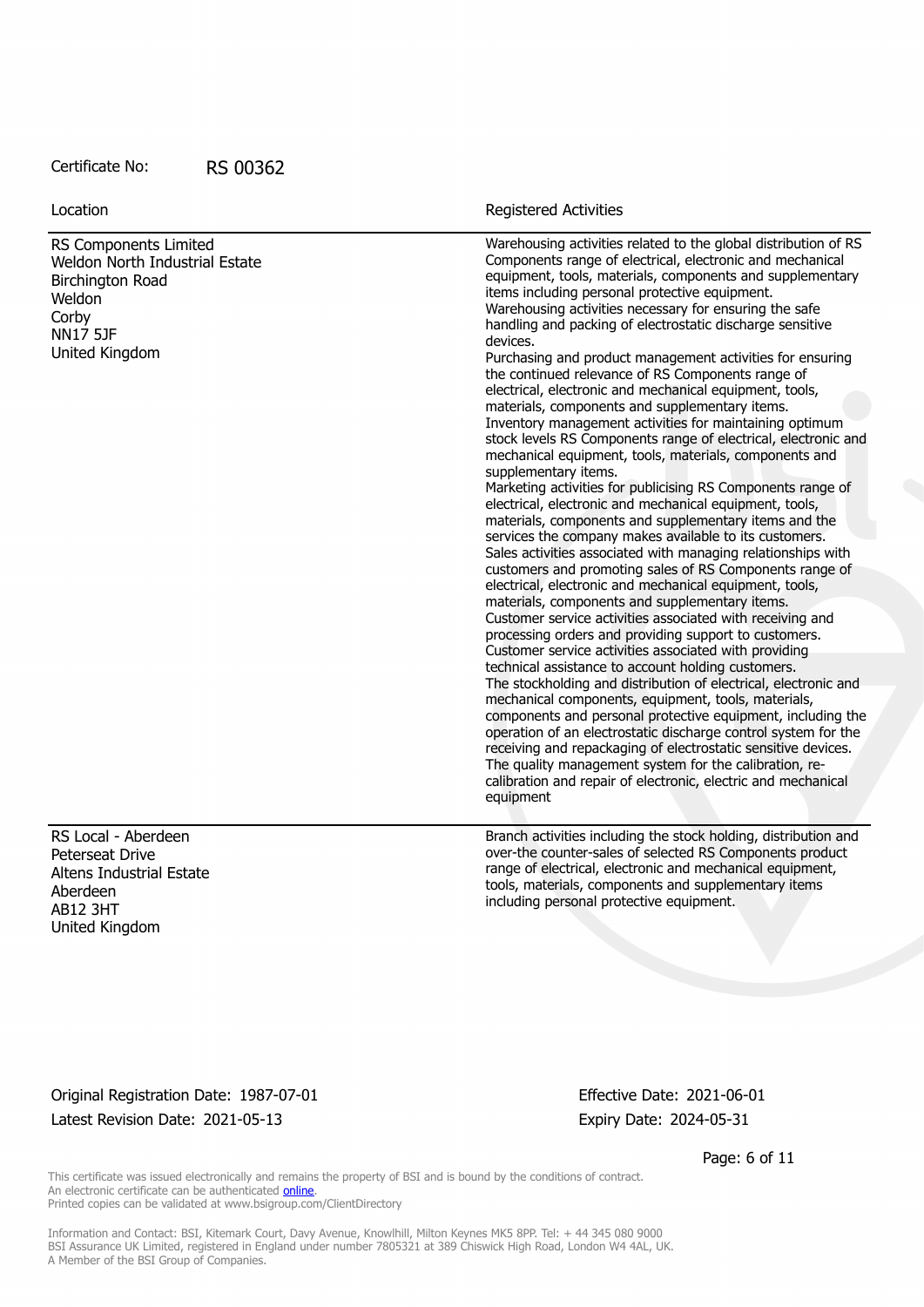Certificate No: RS 00362

| Location | Registered Activities |
| --- | --- |
| RS Components Limited<br>Weldon North Industrial Estate<br>Birchington Road<br>Weldon<br>Corby<br>NN17 5JF<br>United Kingdom | Warehousing activities related to the global distribution of RS Components range of electrical, electronic and mechanical equipment, tools, materials, components and supplementary items including personal protective equipment.<br>Warehousing activities necessary for ensuring the safe handling and packing of electrostatic discharge sensitive devices.<br>Purchasing and product management activities for ensuring the continued relevance of RS Components range of electrical, electronic and mechanical equipment, tools, materials, components and supplementary items.<br>Inventory management activities for maintaining optimum stock levels RS Components range of electrical, electronic and mechanical equipment, tools, materials, components and supplementary items.<br>Marketing activities for publicising RS Components range of electrical, electronic and mechanical equipment, tools, materials, components and supplementary items and the services the company makes available to its customers.<br>Sales activities associated with managing relationships with customers and promoting sales of RS Components range of electrical, electronic and mechanical equipment, tools, materials, components and supplementary items.<br>Customer service activities associated with receiving and processing orders and providing support to customers.<br>Customer service activities associated with providing technical assistance to account holding customers.<br>The stockholding and distribution of electrical, electronic and mechanical components, equipment, tools, materials, components and personal protective equipment, including the operation of an electrostatic discharge control system for the receiving and repackaging of electrostatic sensitive devices.<br>The quality management system for the calibration, re-calibration and repair of electronic, electric and mechanical equipment |
| RS Local - Aberdeen<br>Peterseat Drive<br>Altens Industrial Estate<br>Aberdeen<br>AB12 3HT<br>United Kingdom | Branch activities including the stock holding, distribution and over-the counter-sales of selected RS Components product range of electrical, electronic and mechanical equipment, tools, materials, components and supplementary items including personal protective equipment. |

Original Registration Date: 1987-07-01

Latest Revision Date: 2021-05-13

Effective Date: 2021-06-01

Expiry Date: 2024-05-31

This certificate was issued electronically and remains the property of BSI and is bound by the conditions of contract.
An electronic certificate can be authenticated online.
Printed copies can be validated at www.bsigroup.com/ClientDirectory

Information and Contact: BSI, Kitemark Court, Davy Avenue, Knowlhill, Milton Keynes MK5 8PP. Tel: + 44 345 080 9000
BSI Assurance UK Limited, registered in England under number 7805321 at 389 Chiswick High Road, London W4 4AL, UK.
A Member of the BSI Group of Companies.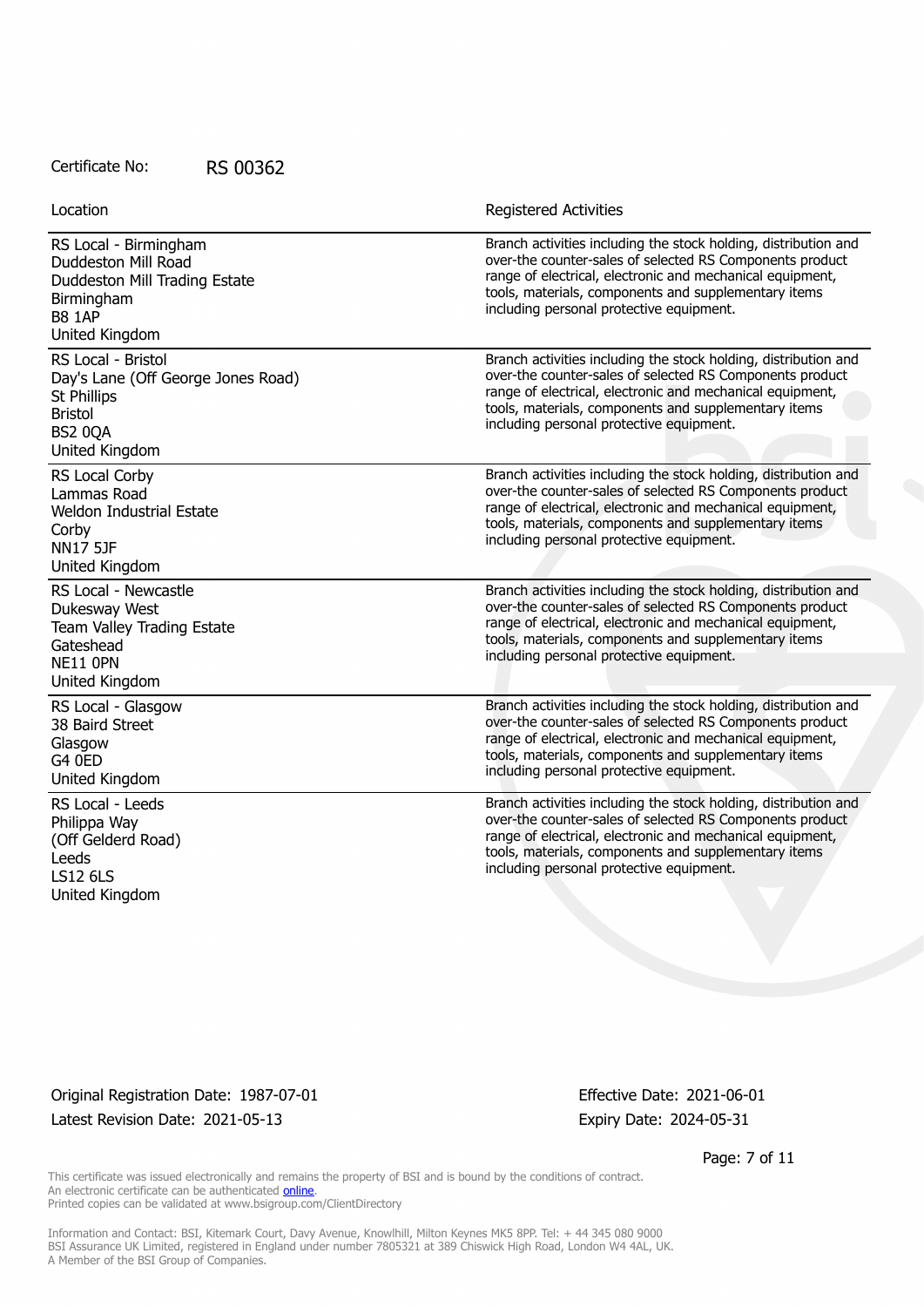Certificate No: RS 00362

| Location | Registered Activities |
| --- | --- |
| RS Local - Birmingham<br>Duddeston Mill Road<br>Duddeston Mill Trading Estate<br>Birmingham<br>B8 1AP<br>United Kingdom | Branch activities including the stock holding, distribution and over-the counter-sales of selected RS Components product range of electrical, electronic and mechanical equipment, tools, materials, components and supplementary items including personal protective equipment. |
| RS Local - Bristol<br>Day's Lane (Off George Jones Road)<br>St Phillips<br>Bristol<br>BS2 0QA<br>United Kingdom | Branch activities including the stock holding, distribution and over-the counter-sales of selected RS Components product range of electrical, electronic and mechanical equipment, tools, materials, components and supplementary items including personal protective equipment. |
| RS Local Corby<br>Lammas Road<br>Weldon Industrial Estate<br>Corby<br>NN17 5JF<br>United Kingdom | Branch activities including the stock holding, distribution and over-the counter-sales of selected RS Components product range of electrical, electronic and mechanical equipment, tools, materials, components and supplementary items including personal protective equipment. |
| RS Local - Newcastle<br>Dukesway West<br>Team Valley Trading Estate<br>Gateshead<br>NE11 0PN<br>United Kingdom | Branch activities including the stock holding, distribution and over-the counter-sales of selected RS Components product range of electrical, electronic and mechanical equipment, tools, materials, components and supplementary items including personal protective equipment. |
| RS Local - Glasgow<br>38 Baird Street<br>Glasgow<br>G4 0ED<br>United Kingdom | Branch activities including the stock holding, distribution and over-the counter-sales of selected RS Components product range of electrical, electronic and mechanical equipment, tools, materials, components and supplementary items including personal protective equipment. |
| RS Local - Leeds<br>Philippa Way<br>(Off Gelderd Road)<br>Leeds<br>LS12 6LS<br>United Kingdom | Branch activities including the stock holding, distribution and over-the counter-sales of selected RS Components product range of electrical, electronic and mechanical equipment, tools, materials, components and supplementary items including personal protective equipment. |

Original Registration Date: 1987-07-01
Latest Revision Date: 2021-05-13

Effective Date: 2021-06-01
Expiry Date: 2024-05-31

This certificate was issued electronically and remains the property of BSI and is bound by the conditions of contract.
An electronic certificate can be authenticated online.
Printed copies can be validated at www.bsigroup.com/ClientDirectory

Information and Contact: BSI, Kitemark Court, Davy Avenue, Knowlhill, Milton Keynes MK5 8PP. Tel: + 44 345 080 9000
BSI Assurance UK Limited, registered in England under number 7805321 at 389 Chiswick High Road, London W4 4AL, UK.
A Member of the BSI Group of Companies.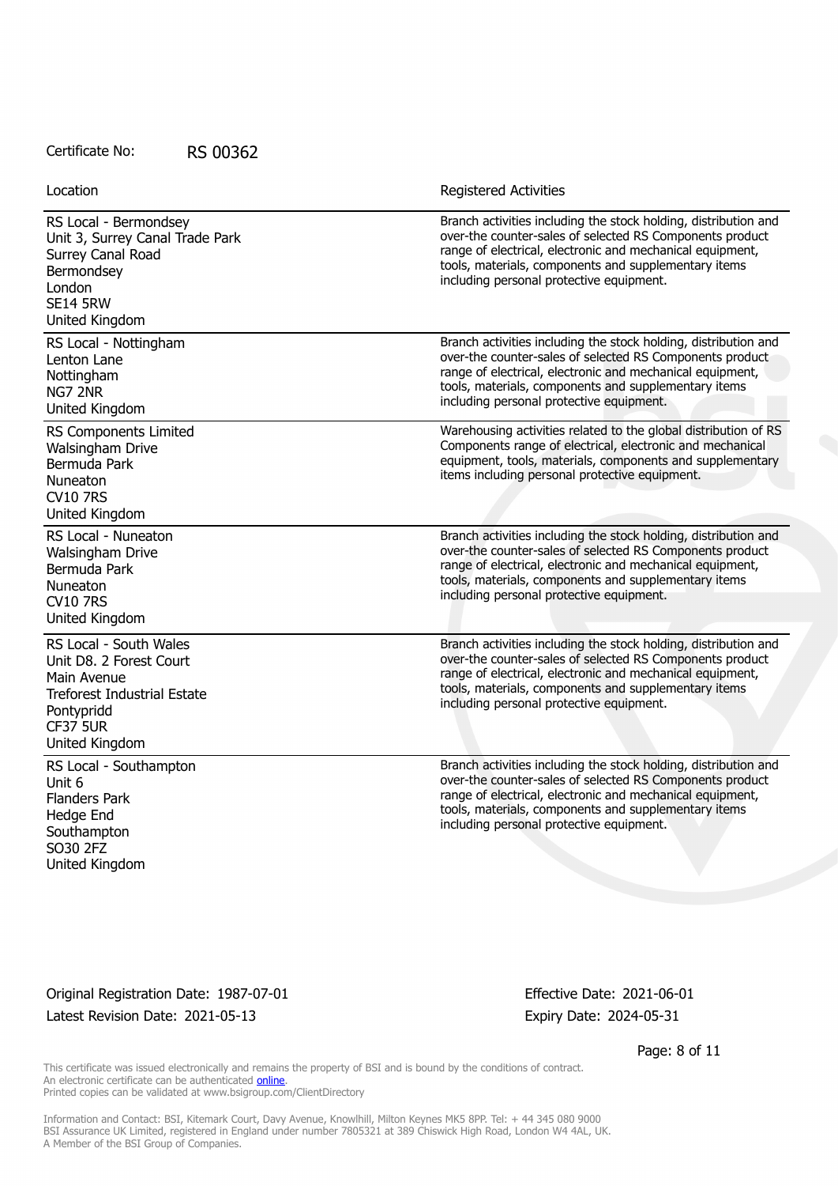Certificate No: RS 00362

| Location | Registered Activities |
| --- | --- |
| RS Local - Bermondsey<br>Unit 3, Surrey Canal Trade Park<br>Surrey Canal Road<br>Bermondsey<br>London<br>SE14 5RW<br>United Kingdom | Branch activities including the stock holding, distribution and over-the counter-sales of selected RS Components product range of electrical, electronic and mechanical equipment, tools, materials, components and supplementary items including personal protective equipment. |
| RS Local - Nottingham<br>Lenton Lane<br>Nottingham<br>NG7 2NR<br>United Kingdom | Branch activities including the stock holding, distribution and over-the counter-sales of selected RS Components product range of electrical, electronic and mechanical equipment, tools, materials, components and supplementary items including personal protective equipment. |
| RS Components Limited<br>Walsingham Drive<br>Bermuda Park<br>Nuneaton<br>CV10 7RS<br>United Kingdom | Warehousing activities related to the global distribution of RS Components range of electrical, electronic and mechanical equipment, tools, materials, components and supplementary items including personal protective equipment. |
| RS Local - Nuneaton<br>Walsingham Drive<br>Bermuda Park<br>Nuneaton<br>CV10 7RS<br>United Kingdom | Branch activities including the stock holding, distribution and over-the counter-sales of selected RS Components product range of electrical, electronic and mechanical equipment, tools, materials, components and supplementary items including personal protective equipment. |
| RS Local - South Wales<br>Unit D8. 2 Forest Court<br>Main Avenue<br>Treforest Industrial Estate<br>Pontypridd<br>CF37 5UR<br>United Kingdom | Branch activities including the stock holding, distribution and over-the counter-sales of selected RS Components product range of electrical, electronic and mechanical equipment, tools, materials, components and supplementary items including personal protective equipment. |
| RS Local - Southampton<br>Unit 6<br>Flanders Park<br>Hedge End<br>Southampton<br>SO30 2FZ<br>United Kingdom | Branch activities including the stock holding, distribution and over-the counter-sales of selected RS Components product range of electrical, electronic and mechanical equipment, tools, materials, components and supplementary items including personal protective equipment. |

Original Registration Date: 1987-07-01
Latest Revision Date: 2021-05-13

Effective Date: 2021-06-01
Expiry Date: 2024-05-31

This certificate was issued electronically and remains the property of BSI and is bound by the conditions of contract.
An electronic certificate can be authenticated online.
Printed copies can be validated at www.bsigroup.com/ClientDirectory

Information and Contact: BSI, Kitemark Court, Davy Avenue, Knowlhill, Milton Keynes MK5 8PP. Tel: + 44 345 080 9000
BSI Assurance UK Limited, registered in England under number 7805321 at 389 Chiswick High Road, London W4 4AL, UK.
A Member of the BSI Group of Companies.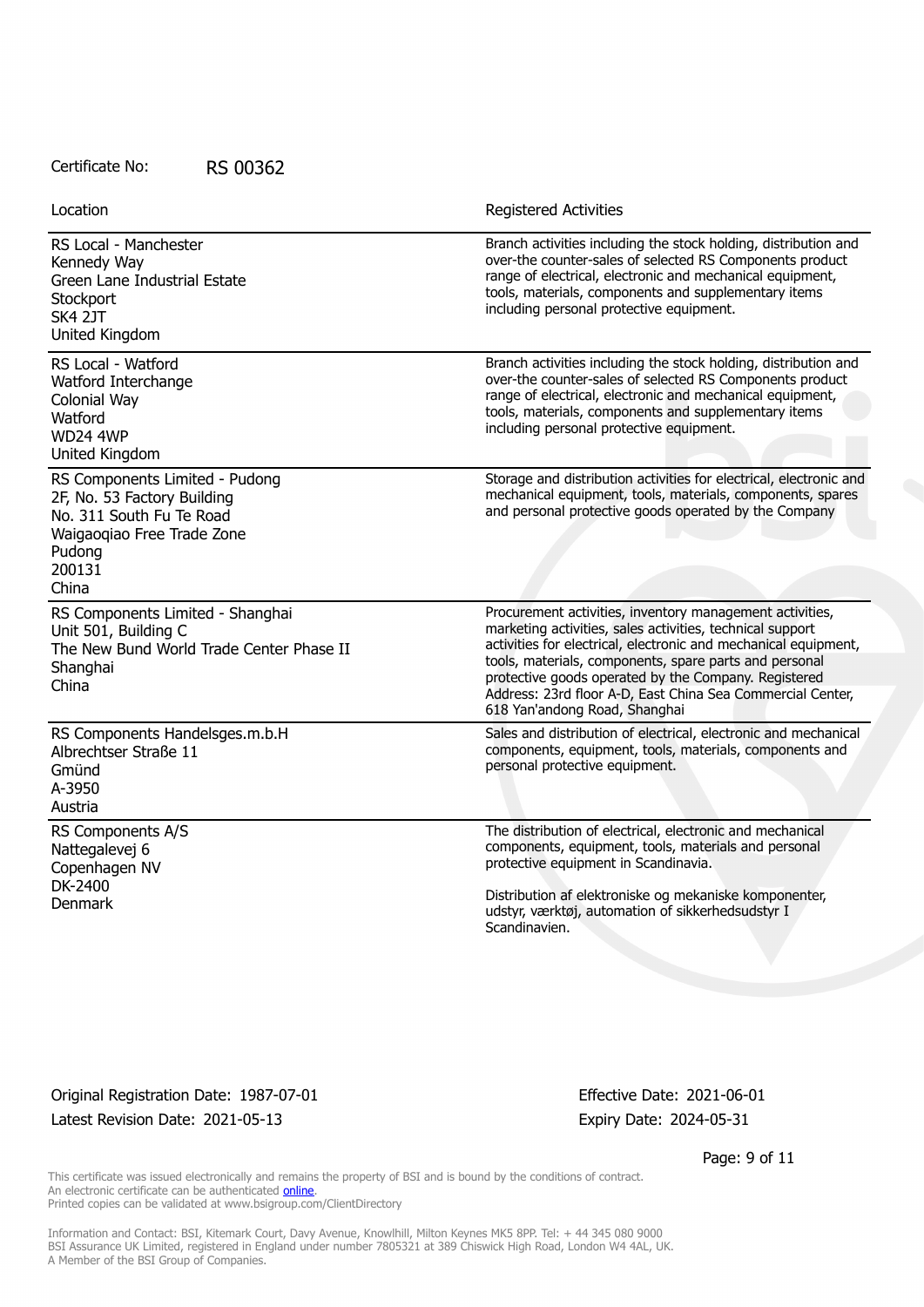Certificate No: RS 00362

| Location | Registered Activities |
| --- | --- |
| RS Local - Manchester<br>Kennedy Way<br>Green Lane Industrial Estate<br>Stockport<br>SK4 2JT<br>United Kingdom | Branch activities including the stock holding, distribution and over-the counter-sales of selected RS Components product range of electrical, electronic and mechanical equipment, tools, materials, components and supplementary items including personal protective equipment. |
| RS Local - Watford<br>Watford Interchange<br>Colonial Way<br>Watford<br>WD24 4WP<br>United Kingdom | Branch activities including the stock holding, distribution and over-the counter-sales of selected RS Components product range of electrical, electronic and mechanical equipment, tools, materials, components and supplementary items including personal protective equipment. |
| RS Components Limited - Pudong<br>2F, No. 53 Factory Building<br>No. 311 South Fu Te Road<br>Waigaoqiao Free Trade Zone<br>Pudong<br>200131<br>China | Storage and distribution activities for electrical, electronic and mechanical equipment, tools, materials, components, spares and personal protective goods operated by the Company |
| RS Components Limited - Shanghai<br>Unit 501, Building C<br>The New Bund World Trade Center Phase II<br>Shanghai<br>China | Procurement activities, inventory management activities, marketing activities, sales activities, technical support activities for electrical, electronic and mechanical equipment, tools, materials, components, spare parts and personal protective goods operated by the Company. Registered Address: 23rd floor A-D, East China Sea Commercial Center, 618 Yan'andong Road, Shanghai |
| RS Components Handelsges.m.b.H<br>Albrechtser Straße 11<br>Gmünd<br>A-3950<br>Austria | Sales and distribution of electrical, electronic and mechanical components, equipment, tools, materials, components and personal protective equipment. |
| RS Components A/S<br>Nattegalevej 6<br>Copenhagen NV<br>DK-2400<br>Denmark | The distribution of electrical, electronic and mechanical components, equipment, tools, materials and personal protective equipment in Scandinavia.<br><br>Distribution af elektroniske og mekaniske komponenter, udstyr, værktøj, automation of sikkerhedsudstyr I Scandinavien. |

Original Registration Date: 1987-07-01
Latest Revision Date: 2021-05-13

Effective Date: 2021-06-01
Expiry Date: 2024-05-31

This certificate was issued electronically and remains the property of BSI and is bound by the conditions of contract.
An electronic certificate can be authenticated online.
Printed copies can be validated at www.bsigroup.com/ClientDirectory

Information and Contact: BSI, Kitemark Court, Davy Avenue, Knowlhill, Milton Keynes MK5 8PP. Tel: + 44 345 080 9000
BSI Assurance UK Limited, registered in England under number 7805321 at 389 Chiswick High Road, London W4 4AL, UK.
A Member of the BSI Group of Companies.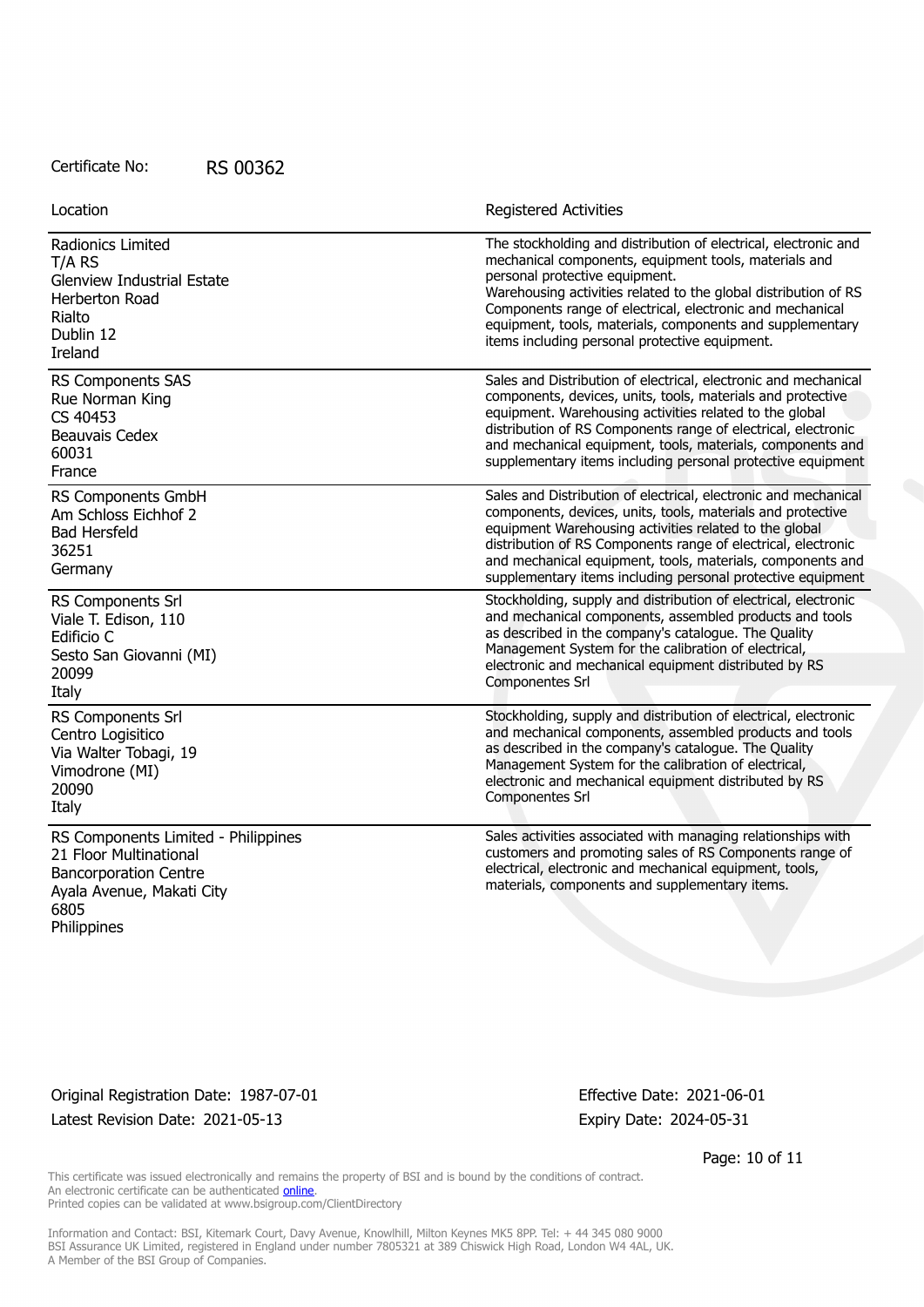Certificate No: RS 00362

| Location | Registered Activities |
|---|---|
| Radionics Limited<br>T/A RS<br>Glenview Industrial Estate<br>Herberton Road<br>Rialto<br>Dublin 12<br>Ireland | The stockholding and distribution of electrical, electronic and mechanical components, equipment tools, materials and personal protective equipment.<br>Warehousing activities related to the global distribution of RS Components range of electrical, electronic and mechanical equipment, tools, materials, components and supplementary items including personal protective equipment. |
| RS Components SAS<br>Rue Norman King<br>CS 40453<br>Beauvais Cedex<br>60031<br>France | Sales and Distribution of electrical, electronic and mechanical components, devices, units, tools, materials and protective equipment. Warehousing activities related to the global distribution of RS Components range of electrical, electronic and mechanical equipment, tools, materials, components and supplementary items including personal protective equipment |
| RS Components GmbH<br>Am Schloss Eichhof 2<br>Bad Hersfeld<br>36251<br>Germany | Sales and Distribution of electrical, electronic and mechanical components, devices, units, tools, materials and protective equipment Warehousing activities related to the global distribution of RS Components range of electrical, electronic and mechanical equipment, tools, materials, components and supplementary items including personal protective equipment |
| RS Components Srl<br>Viale T. Edison, 110<br>Edificio C<br>Sesto San Giovanni (MI)<br>20099<br>Italy | Stockholding, supply and distribution of electrical, electronic and mechanical components, assembled products and tools as described in the company's catalogue. The Quality Management System for the calibration of electrical, electronic and mechanical equipment distributed by RS Componentes Srl |
| RS Components Srl<br>Centro Logisitico<br>Via Walter Tobagi, 19<br>Vimodrone (MI)<br>20090<br>Italy | Stockholding, supply and distribution of electrical, electronic and mechanical components, assembled products and tools as described in the company's catalogue. The Quality Management System for the calibration of electrical, electronic and mechanical equipment distributed by RS Componentes Srl |
| RS Components Limited - Philippines<br>21 Floor Multinational<br>Bancorporation Centre<br>Ayala Avenue, Makati City<br>6805<br>Philippines | Sales activities associated with managing relationships with customers and promoting sales of RS Components range of electrical, electronic and mechanical equipment, tools, materials, components and supplementary items. |

Original Registration Date: 1987-07-01
Latest Revision Date: 2021-05-13

Effective Date: 2021-06-01
Expiry Date: 2024-05-31

This certificate was issued electronically and remains the property of BSI and is bound by the conditions of contract.
An electronic certificate can be authenticated online.
Printed copies can be validated at www.bsigroup.com/ClientDirectory

Information and Contact: BSI, Kitemark Court, Davy Avenue, Knowlhill, Milton Keynes MK5 8PP. Tel: + 44 345 080 9000
BSI Assurance UK Limited, registered in England under number 7805321 at 389 Chiswick High Road, London W4 4AL, UK.
A Member of the BSI Group of Companies.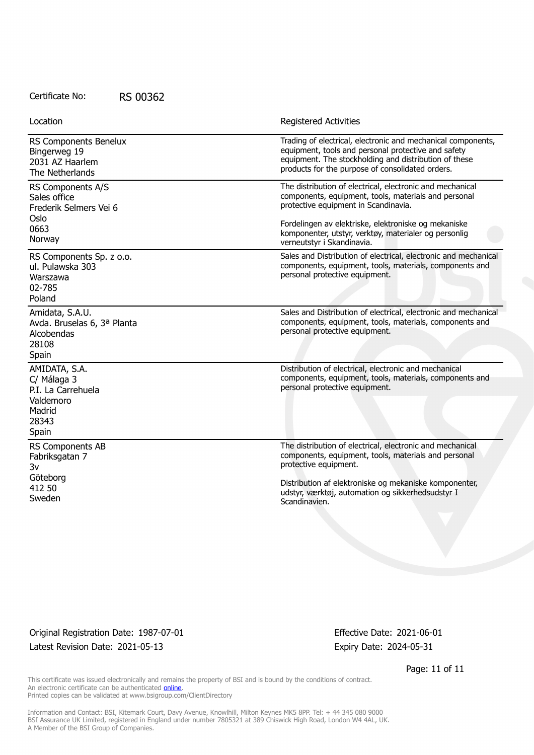Certificate No: RS 00362

| Location | Registered Activities |
| --- | --- |
| RS Components Benelux<br>Bingerweg 19<br>2031 AZ Haarlem<br>The Netherlands | Trading of electrical, electronic and mechanical components, equipment, tools and personal protective and safety equipment. The stockholding and distribution of these products for the purpose of consolidated orders. |
| RS Components A/S<br>Sales office<br>Frederik Selmers Vei 6<br>Oslo<br>0663<br>Norway | The distribution of electrical, electronic and mechanical components, equipment, tools, materials and personal protective equipment in Scandinavia.<br><br>Fordelingen av elektriske, elektroniske og mekaniske komponenter, utstyr, verktøy, materialer og personlig verneutstyr i Skandinavia. |
| RS Components Sp. z o.o.<br>ul. Pulawska 303<br>Warszawa<br>02-785<br>Poland | Sales and Distribution of electrical, electronic and mechanical components, equipment, tools, materials, components and personal protective equipment. |
| Amidata, S.A.U.<br>Avda. Bruselas 6, 3ª Planta<br>Alcobendas<br>28108<br>Spain | Sales and Distribution of electrical, electronic and mechanical components, equipment, tools, materials, components and personal protective equipment. |
| AMIDATA, S.A.<br>C/ Málaga 3<br>P.I. La Carrehuela<br>Valdemoro<br>Madrid<br>28343<br>Spain | Distribution of electrical, electronic and mechanical components, equipment, tools, materials, components and personal protective equipment. |
| RS Components AB<br>Fabriksgatan 7<br>3v<br>Göteborg<br>412 50<br>Sweden | The distribution of electrical, electronic and mechanical components, equipment, tools, materials and personal protective equipment.<br><br>Distribution af elektroniske og mekaniske komponenter, udstyr, værktøj, automation og sikkerhedsudstyr I Scandinavien. |

Original Registration Date: 1987-07-01

Latest Revision Date: 2021-05-13

Effective Date: 2021-06-01

Expiry Date: 2024-05-31

This certificate was issued electronically and remains the property of BSI and is bound by the conditions of contract.
An electronic certificate can be authenticated online.
Printed copies can be validated at www.bsigroup.com/ClientDirectory

Information and Contact: BSI, Kitemark Court, Davy Avenue, Knowlhill, Milton Keynes MK5 8PP. Tel: + 44 345 080 9000
BSI Assurance UK Limited, registered in England under number 7805321 at 389 Chiswick High Road, London W4 4AL, UK.
A Member of the BSI Group of Companies.